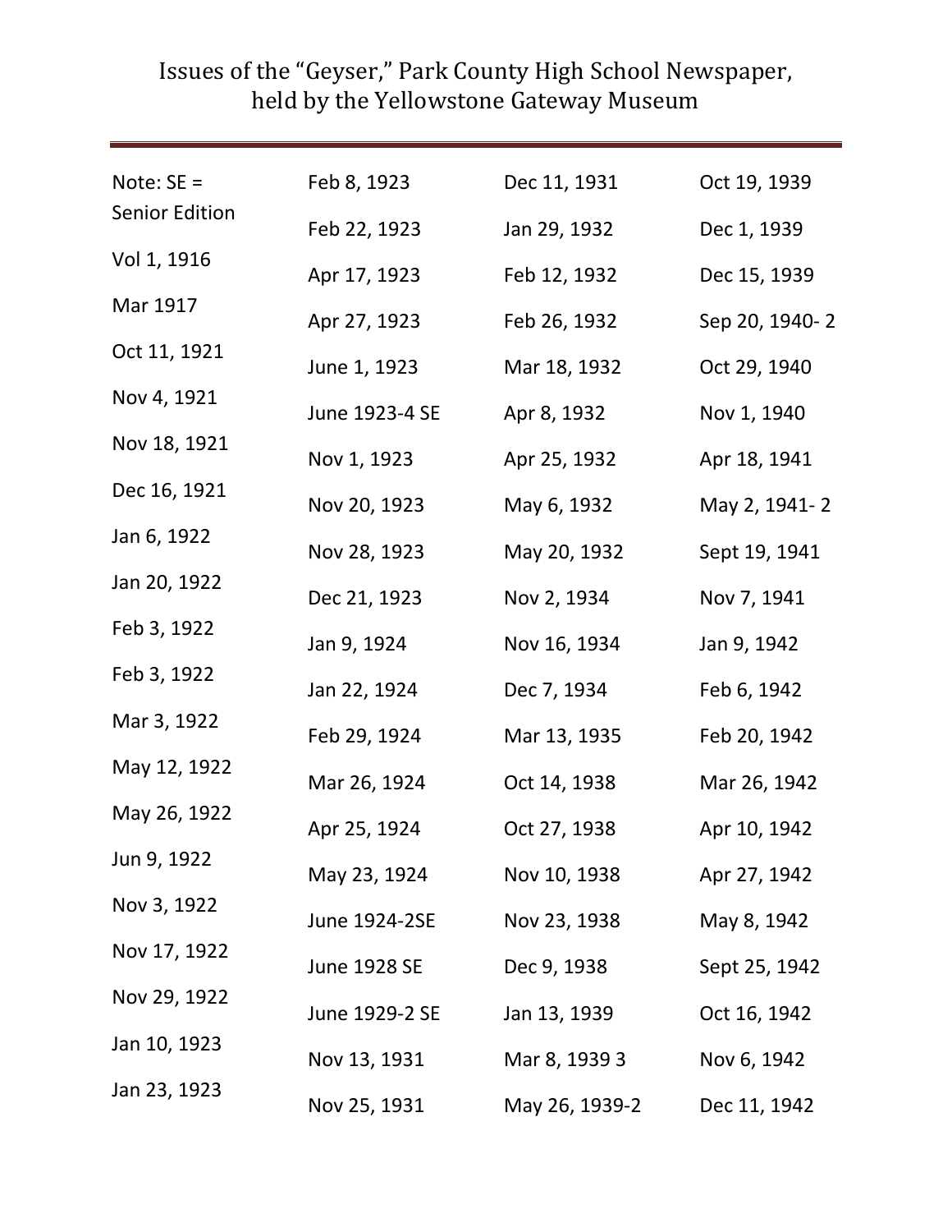# Issues of the "Geyser," Park County High School Newspaper, held by the Yellowstone Gateway Museum

Note: SE = Senior Edition

Vol 1, 1916

Mar 1917

Oct 11, 1921

Nov 4, 1921

Nov 18, 1921

Dec 16, 1921

Jan 6, 1922

Jan 20, 1922

Feb 3, 1922

Feb 3, 1922

Mar 3, 1922

May 12, 1922

May 26, 1922

Jun 9, 1922

Nov 3, 1922

Nov 17, 1922

Nov 29, 1922

Jan 10, 1923

Jan 23, 1923

Feb 8, 1923

Feb 22, 1923

Apr 17, 1923

Apr 27, 1923

June 1, 1923

June 1923-4 SE

Nov 1, 1923

Nov 20, 1923

Nov 28, 1923

Dec 21, 1923

Jan 9, 1924

Jan 22, 1924

Feb 29, 1924

Mar 26, 1924

Apr 25, 1924

May 23, 1924

June 1924-2SE

June 1928 SE

June 1929-2 SE

Nov 13, 1931

Nov 25, 1931

Dec 11, 1931

Jan 29, 1932

Feb 12, 1932

Feb 26, 1932

Mar 18, 1932

Apr 8, 1932

Apr 25, 1932

May 6, 1932

May 20, 1932

Nov 2, 1934

Nov 16, 1934

Dec 7, 1934

Mar 13, 1935

Oct 14, 1938

Oct 27, 1938

Nov 10, 1938

Nov 23, 1938

Dec 9, 1938

Jan 13, 1939

Mar 8, 1939 3

May 26, 1939-2

Oct 19, 1939

Dec 1, 1939

Dec 15, 1939

Sep 20, 1940- 2

Oct 29, 1940

Nov 1, 1940

Apr 18, 1941

May 2, 1941- 2

Sept 19, 1941

Nov 7, 1941

Jan 9, 1942

Feb 6, 1942

Feb 20, 1942

Mar 26, 1942

Apr 10, 1942

Apr 27, 1942

May 8, 1942

Sept 25, 1942

Oct 16, 1942

Nov 6, 1942

Dec 11, 1942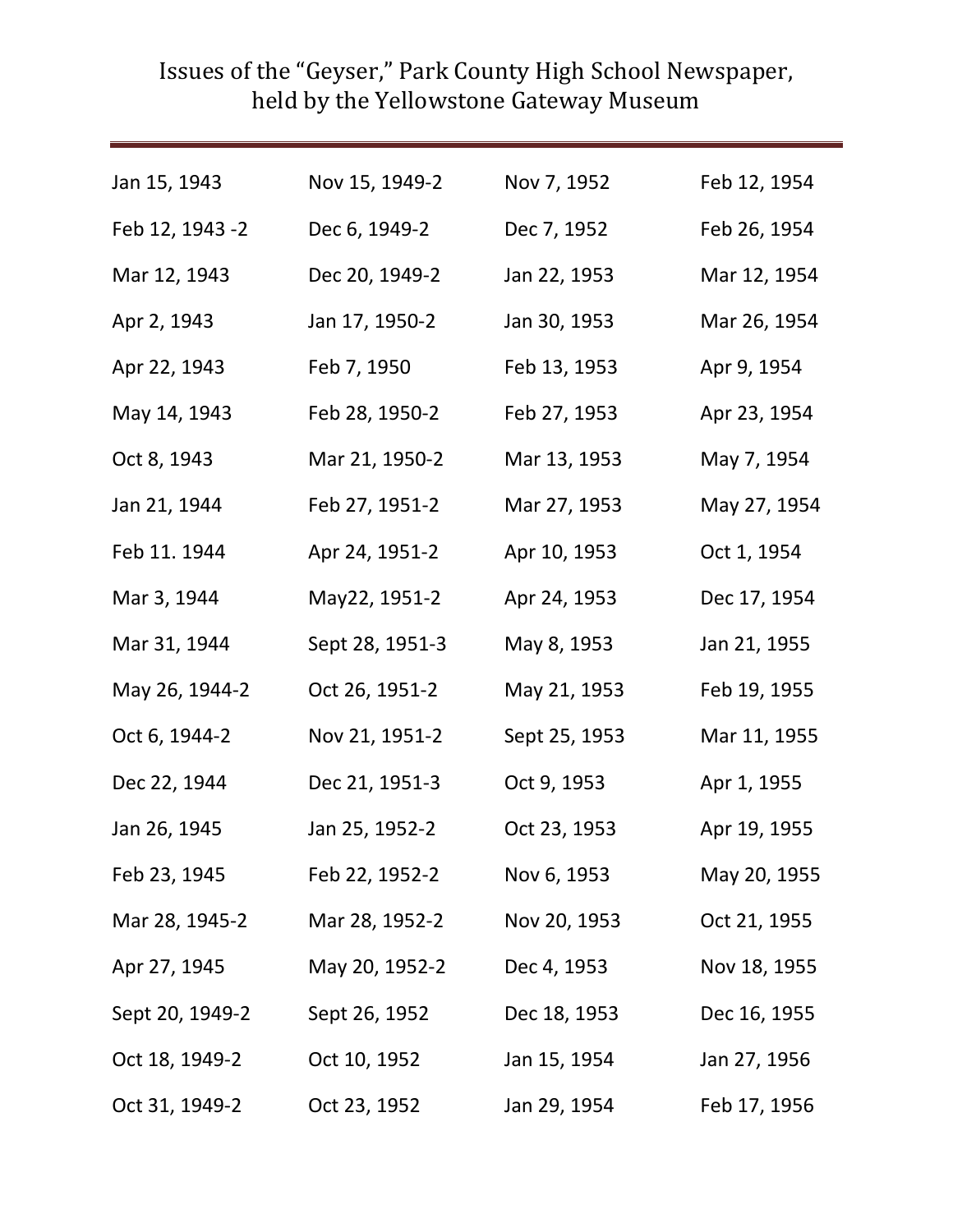# Issues of the "Geyser," Park County High School Newspaper, held by the Yellowstone Gateway Museum

---

Jan 15, 1943
Feb 12, 1943 -2
Mar 12, 1943
Apr 2, 1943
Apr 22, 1943
May 14, 1943
Oct 8, 1943
Jan 21, 1944
Feb 11. 1944
Mar 3, 1944
Mar 31, 1944
May 26, 1944-2
Oct 6, 1944-2
Dec 22, 1944
Jan 26, 1945
Feb 23, 1945
Mar 28, 1945-2
Apr 27, 1945
Sept 20, 1949-2
Oct 18, 1949-2
Oct 31, 1949-2

Nov 15, 1949-2
Dec 6, 1949-2
Dec 20, 1949-2
Jan 17, 1950-2
Feb 7, 1950
Feb 28, 1950-2
Mar 21, 1950-2
Feb 27, 1951-2
Apr 24, 1951-2
May22, 1951-2
Sept 28, 1951-3
Oct 26, 1951-2
Nov 21, 1951-2
Dec 21, 1951-3
Jan 25, 1952-2
Feb 22, 1952-2
Mar 28, 1952-2
May 20, 1952-2
Sept 26, 1952
Oct 10, 1952
Oct 23, 1952

Nov 7, 1952
Dec 7, 1952
Jan 22, 1953
Jan 30, 1953
Feb 13, 1953
Feb 27, 1953
Mar 13, 1953
Mar 27, 1953
Apr 10, 1953
Apr 24, 1953
May 8, 1953
May 21, 1953
Sept 25, 1953
Oct 9, 1953
Oct 23, 1953
Nov 6, 1953
Nov 20, 1953
Dec 4, 1953
Dec 18, 1953
Jan 15, 1954
Jan 29, 1954

Feb 12, 1954
Feb 26, 1954
Mar 12, 1954
Mar 26, 1954
Apr 9, 1954
Apr 23, 1954
May 7, 1954
May 27, 1954
Oct 1, 1954
Dec 17, 1954
Jan 21, 1955
Feb 19, 1955
Mar 11, 1955
Apr 1, 1955
Apr 19, 1955
May 20, 1955
Oct 21, 1955
Nov 18, 1955
Dec 16, 1955
Jan 27, 1956
Feb 17, 1956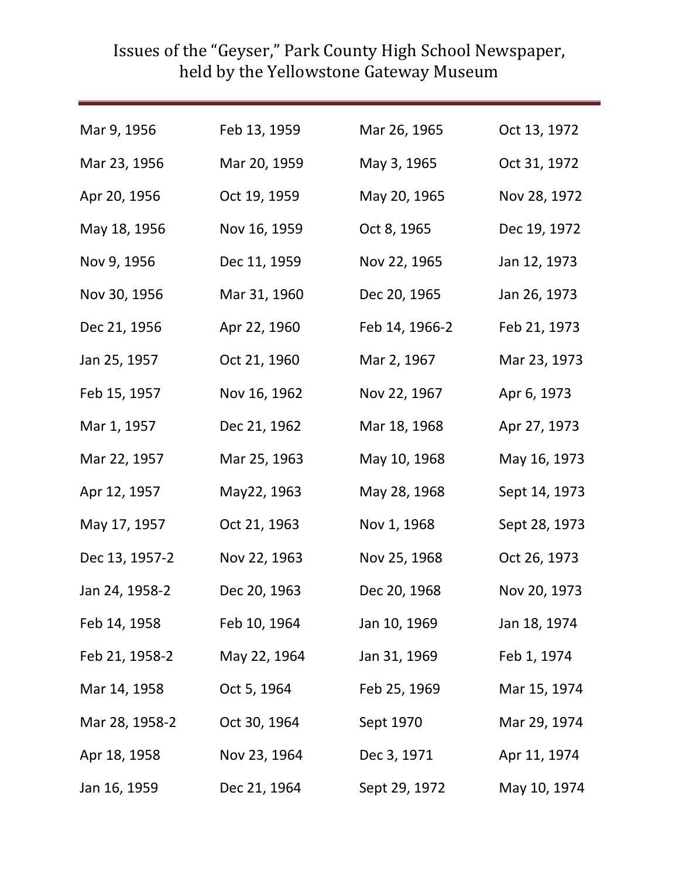# Issues of the "Geyser," Park County High School Newspaper, held by the Yellowstone Gateway Museum

Mar 9, 1956
Mar 23, 1956
Apr 20, 1956
May 18, 1956
Nov 9, 1956
Nov 30, 1956
Dec 21, 1956
Jan 25, 1957
Feb 15, 1957
Mar 1, 1957
Mar 22, 1957
Apr 12, 1957
May 17, 1957
Dec 13, 1957-2
Jan 24, 1958-2
Feb 14, 1958
Feb 21, 1958-2
Mar 14, 1958
Mar 28, 1958-2
Apr 18, 1958
Jan 16, 1959
Feb 13, 1959
Mar 20, 1959
Oct 19, 1959
Nov 16, 1959
Dec 11, 1959
Mar 31, 1960
Apr 22, 1960
Oct 21, 1960
Nov 16, 1962
Dec 21, 1962
Mar 25, 1963
May22, 1963
Oct 21, 1963
Nov 22, 1963
Dec 20, 1963
Feb 10, 1964
May 22, 1964
Oct 5, 1964
Oct 30, 1964
Nov 23, 1964
Dec 21, 1964
Mar 26, 1965
May 3, 1965
May 20, 1965
Oct 8, 1965
Nov 22, 1965
Dec 20, 1965
Feb 14, 1966-2
Mar 2, 1967
Nov 22, 1967
Mar 18, 1968
May 10, 1968
May 28, 1968
Nov 1, 1968
Nov 25, 1968
Dec 20, 1968
Jan 10, 1969
Jan 31, 1969
Feb 25, 1969
Sept 1970
Dec 3, 1971
Sept 29, 1972
Oct 13, 1972
Oct 31, 1972
Nov 28, 1972
Dec 19, 1972
Jan 12, 1973
Jan 26, 1973
Feb 21, 1973
Mar 23, 1973
Apr 6, 1973
Apr 27, 1973
May 16, 1973
Sept 14, 1973
Sept 28, 1973
Oct 26, 1973
Nov 20, 1973
Jan 18, 1974
Feb 1, 1974
Mar 15, 1974
Mar 29, 1974
Apr 11, 1974
May 10, 1974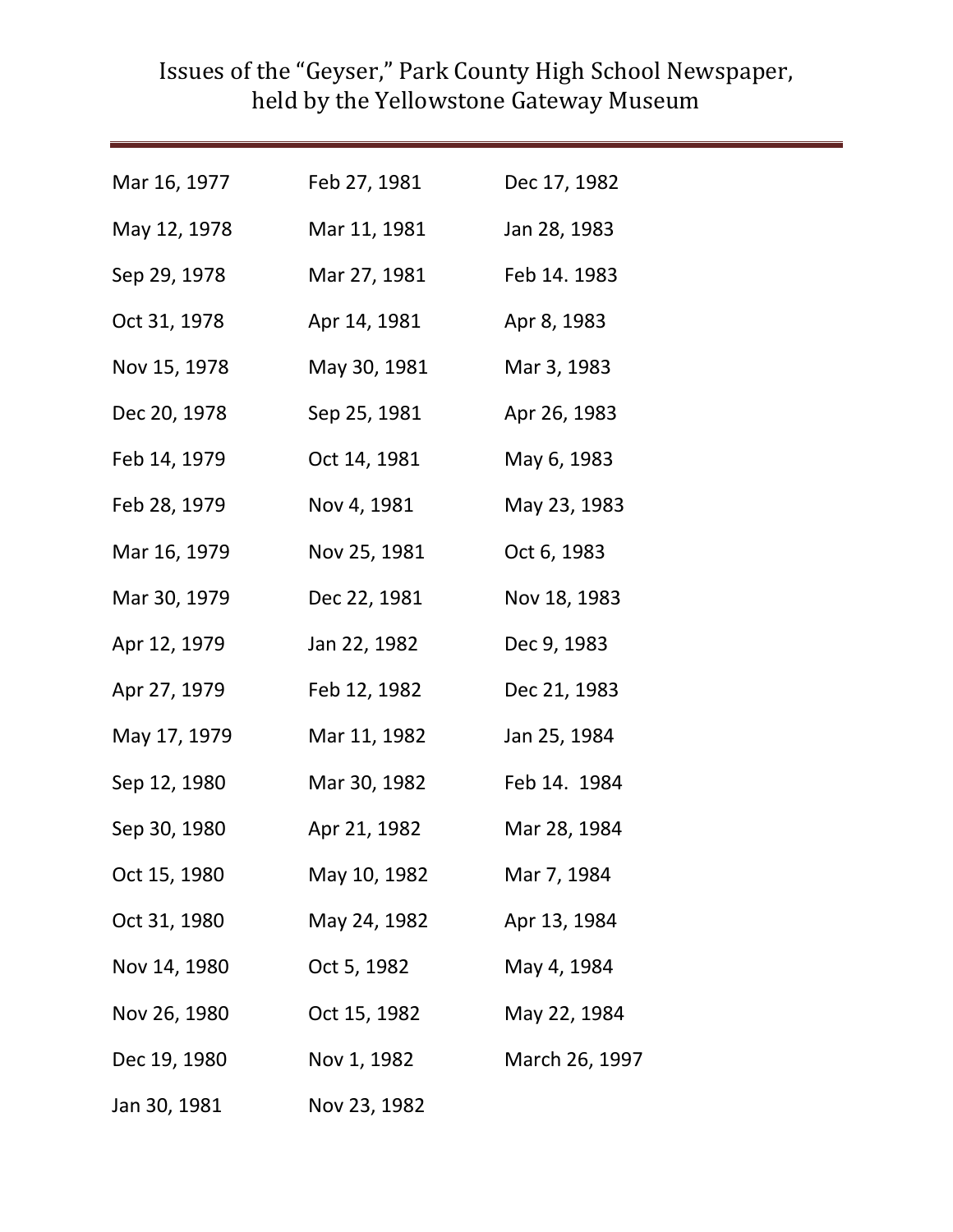# Issues of the "Geyser," Park County High School Newspaper, held by the Yellowstone Gateway Museum

Mar 16, 1977
May 12, 1978
Sep 29, 1978
Oct 31, 1978
Nov 15, 1978
Dec 20, 1978
Feb 14, 1979
Feb 28, 1979
Mar 16, 1979
Mar 30, 1979
Apr 12, 1979
Apr 27, 1979
May 17, 1979
Sep 12, 1980
Sep 30, 1980
Oct 15, 1980
Oct 31, 1980
Nov 14, 1980
Nov 26, 1980
Dec 19, 1980
Jan 30, 1981

Feb 27, 1981
Mar 11, 1981
Mar 27, 1981
Apr 14, 1981
May 30, 1981
Sep 25, 1981
Oct 14, 1981
Nov 4, 1981
Nov 25, 1981
Dec 22, 1981
Jan 22, 1982
Feb 12, 1982
Mar 11, 1982
Mar 30, 1982
Apr 21, 1982
May 10, 1982
May 24, 1982
Oct 5, 1982
Oct 15, 1982
Nov 1, 1982
Nov 23, 1982

Dec 17, 1982
Jan 28, 1983
Feb 14. 1983
Apr 8, 1983
Mar 3, 1983
Apr 26, 1983
May 6, 1983
May 23, 1983
Oct 6, 1983
Nov 18, 1983
Dec 9, 1983
Dec 21, 1983
Jan 25, 1984
Feb 14. 1984
Mar 28, 1984
Mar 7, 1984
Apr 13, 1984
May 4, 1984
May 22, 1984
March 26, 1997